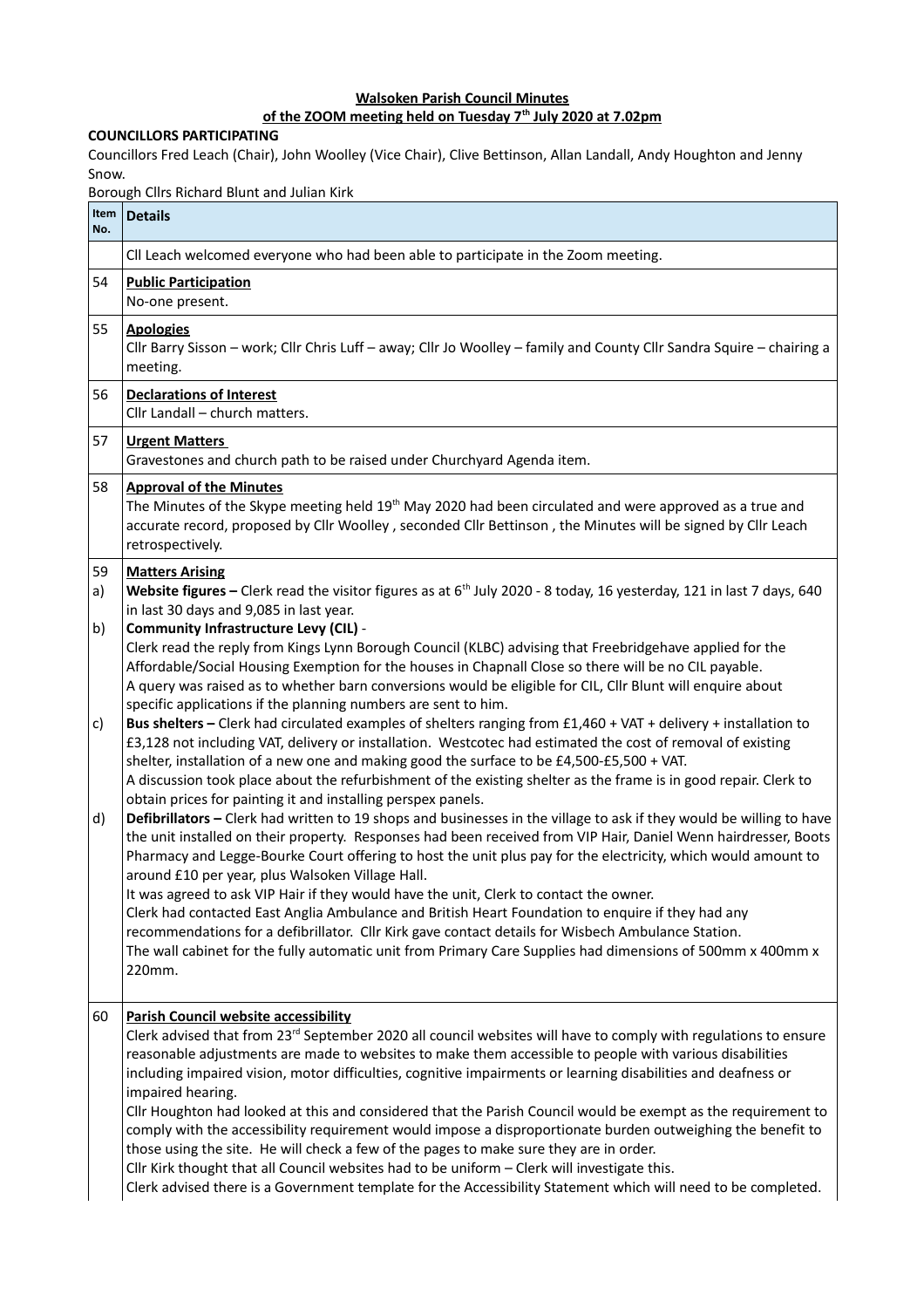**Walsoken Parish Council Minutes**

**of the ZOOM meeting held on Tuesday 7th July 2020 at 7.02pm**

**COUNCILLORS PARTICIPATING**

Councillors Fred Leach (Chair), John Woolley (Vice Chair), Clive Bettinson, Allan Landall, Andy Houghton and Jenny Snow.

Borough Cllrs Richard Blunt and Julian Kirk

| Item No. | Details |
|---|---|
| | Cll Leach welcomed everyone who had been able to participate in the Zoom meeting. |
| 54 | **Public Participation**<br>No-one present. |
| 55 | **Apologies**<br>Cllr Barry Sisson – work; Cllr Chris Luff – away; Cllr Jo Woolley – family and County Cllr Sandra Squire – chairing a meeting. |
| 56 | **Declarations of Interest**<br>Cllr Landall – church matters. |
| 57 | **Urgent Matters**<br>Gravestones and church path to be raised under Churchyard Agenda item. |
| 58 | **Approval of the Minutes**<br>The Minutes of the Skype meeting held 19th May 2020 had been circulated and were approved as a true and accurate record, proposed by Cllr Woolley , seconded Cllr Bettinson , the Minutes will be signed by Cllr Leach retrospectively. |
| 59<br>a)<br><br>b)<br><br><br><br><br>c)<br><br><br><br><br>d) | **Matters Arising**<br>**Website figures –** Clerk read the visitor figures as at 6th July 2020 - 8 today, 16 yesterday, 121 in last 7 days, 640 in last 30 days and 9,085 in last year.<br>**Community Infrastructure Levy (CIL)** -<br>Clerk read the reply from Kings Lynn Borough Council (KLBC) advising that Freebridgehave applied for the Affordable/Social Housing Exemption for the houses in Chapnall Close so there will be no CIL payable.<br>A query was raised as to whether barn conversions would be eligible for CIL, Cllr Blunt will enquire about specific applications if the planning numbers are sent to him.<br>**Bus shelters –** Clerk had circulated examples of shelters ranging from £1,460 + VAT + delivery + installation to £3,128 not including VAT, delivery or installation. Westcotec had estimated the cost of removal of existing shelter, installation of a new one and making good the surface to be £4,500-£5,500 + VAT.<br>A discussion took place about the refurbishment of the existing shelter as the frame is in good repair. Clerk to obtain prices for painting it and installing perspex panels.<br>**Defibrillators –** Clerk had written to 19 shops and businesses in the village to ask if they would be willing to have the unit installed on their property. Responses had been received from VIP Hair, Daniel Wenn hairdresser, Boots Pharmacy and Legge-Bourke Court offering to host the unit plus pay for the electricity, which would amount to around £10 per year, plus Walsoken Village Hall.<br>It was agreed to ask VIP Hair if they would have the unit, Clerk to contact the owner.<br>Clerk had contacted East Anglia Ambulance and British Heart Foundation to enquire if they had any recommendations for a defibrillator. Cllr Kirk gave contact details for Wisbech Ambulance Station.<br>The wall cabinet for the fully automatic unit from Primary Care Supplies had dimensions of 500mm x 400mm x 220mm. |
| 60 | **Parish Council website accessibility**<br>Clerk advised that from 23rd September 2020 all council websites will have to comply with regulations to ensure reasonable adjustments are made to websites to make them accessible to people with various disabilities including impaired vision, motor difficulties, cognitive impairments or learning disabilities and deafness or impaired hearing.<br>Cllr Houghton had looked at this and considered that the Parish Council would be exempt as the requirement to comply with the accessibility requirement would impose a disproportionate burden outweighing the benefit to those using the site. He will check a few of the pages to make sure they are in order.<br>Cllr Kirk thought that all Council websites had to be uniform – Clerk will investigate this.<br>Clerk advised there is a Government template for the Accessibility Statement which will need to be completed. |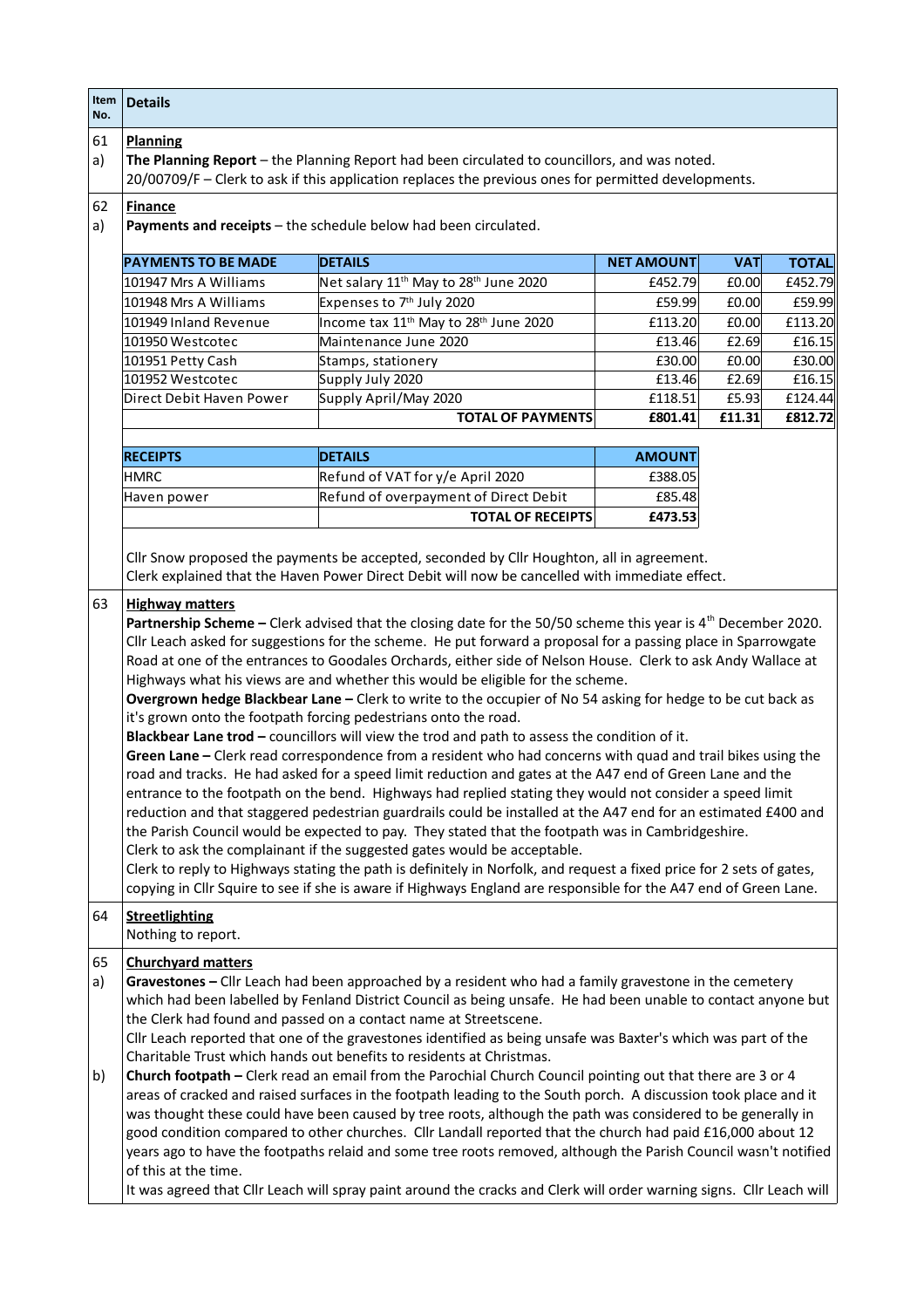| Item No. | Details |
|---|---|

**61 a) Planning**

**The Planning Report** – the Planning Report had been circulated to councillors, and was noted.
20/00709/F – Clerk to ask if this application replaces the previous ones for permitted developments.

**62 a) Finance**

**Payments and receipts** – the schedule below had been circulated.

| PAYMENTS TO BE MADE | DETAILS | NET AMOUNT | VAT | TOTAL |
|---|---|---|---|---|
| 101947 Mrs A Williams | Net salary 11th May to 28th June 2020 | £452.79 | £0.00 | £452.79 |
| 101948 Mrs A Williams | Expenses to 7th July 2020 | £59.99 | £0.00 | £59.99 |
| 101949 Inland Revenue | Income tax 11th May to 28th June 2020 | £113.20 | £0.00 | £113.20 |
| 101950 Westcotec | Maintenance June 2020 | £13.46 | £2.69 | £16.15 |
| 101951 Petty Cash | Stamps, stationery | £30.00 | £0.00 | £30.00 |
| 101952 Westcotec | Supply July 2020 | £13.46 | £2.69 | £16.15 |
| Direct Debit Haven Power | Supply April/May 2020 | £118.51 | £5.93 | £124.44 |
| | **TOTAL OF PAYMENTS** | **£801.41** | **£11.31** | **£812.72** |

| RECEIPTS | DETAILS | AMOUNT |
|---|---|---|
| HMRC | Refund of VAT for y/e April 2020 | £388.05 |
| Haven power | Refund of overpayment of Direct Debit | £85.48 |
| | **TOTAL OF RECEIPTS** | **£473.53** |

Cllr Snow proposed the payments be accepted, seconded by Cllr Houghton, all in agreement.
Clerk explained that the Haven Power Direct Debit will now be cancelled with immediate effect.

**63 Highway matters**

**Partnership Scheme –** Clerk advised that the closing date for the 50/50 scheme this year is 4th December 2020. Cllr Leach asked for suggestions for the scheme. He put forward a proposal for a passing place in Sparrowgate Road at one of the entrances to Goodales Orchards, either side of Nelson House. Clerk to ask Andy Wallace at Highways what his views are and whether this would be eligible for the scheme.

**Overgrown hedge Blackbear Lane –** Clerk to write to the occupier of No 54 asking for hedge to be cut back as it's grown onto the footpath forcing pedestrians onto the road.

**Blackbear Lane trod –** councillors will view the trod and path to assess the condition of it.

**Green Lane –** Clerk read correspondence from a resident who had concerns with quad and trail bikes using the road and tracks. He had asked for a speed limit reduction and gates at the A47 end of Green Lane and the entrance to the footpath on the bend. Highways had replied stating they would not consider a speed limit reduction and that staggered pedestrian guardrails could be installed at the A47 end for an estimated £400 and the Parish Council would be expected to pay. They stated that the footpath was in Cambridgeshire.
Clerk to ask the complainant if the suggested gates would be acceptable.
Clerk to reply to Highways stating the path is definitely in Norfolk, and request a fixed price for 2 sets of gates, copying in Cllr Squire to see if she is aware if Highways England are responsible for the A47 end of Green Lane.

**64 Streetlighting**

Nothing to report.

**65 Churchyard matters**

a) **Gravestones –** Cllr Leach had been approached by a resident who had a family gravestone in the cemetery which had been labelled by Fenland District Council as being unsafe. He had been unable to contact anyone but the Clerk had found and passed on a contact name at Streetscene.
Cllr Leach reported that one of the gravestones identified as being unsafe was Baxter's which was part of the Charitable Trust which hands out benefits to residents at Christmas.

b) **Church footpath –** Clerk read an email from the Parochial Church Council pointing out that there are 3 or 4 areas of cracked and raised surfaces in the footpath leading to the South porch. A discussion took place and it was thought these could have been caused by tree roots, although the path was considered to be generally in good condition compared to other churches. Cllr Landall reported that the church had paid £16,000 about 12 years ago to have the footpaths relaid and some tree roots removed, although the Parish Council wasn't notified of this at the time.
It was agreed that Cllr Leach will spray paint around the cracks and Clerk will order warning signs. Cllr Leach will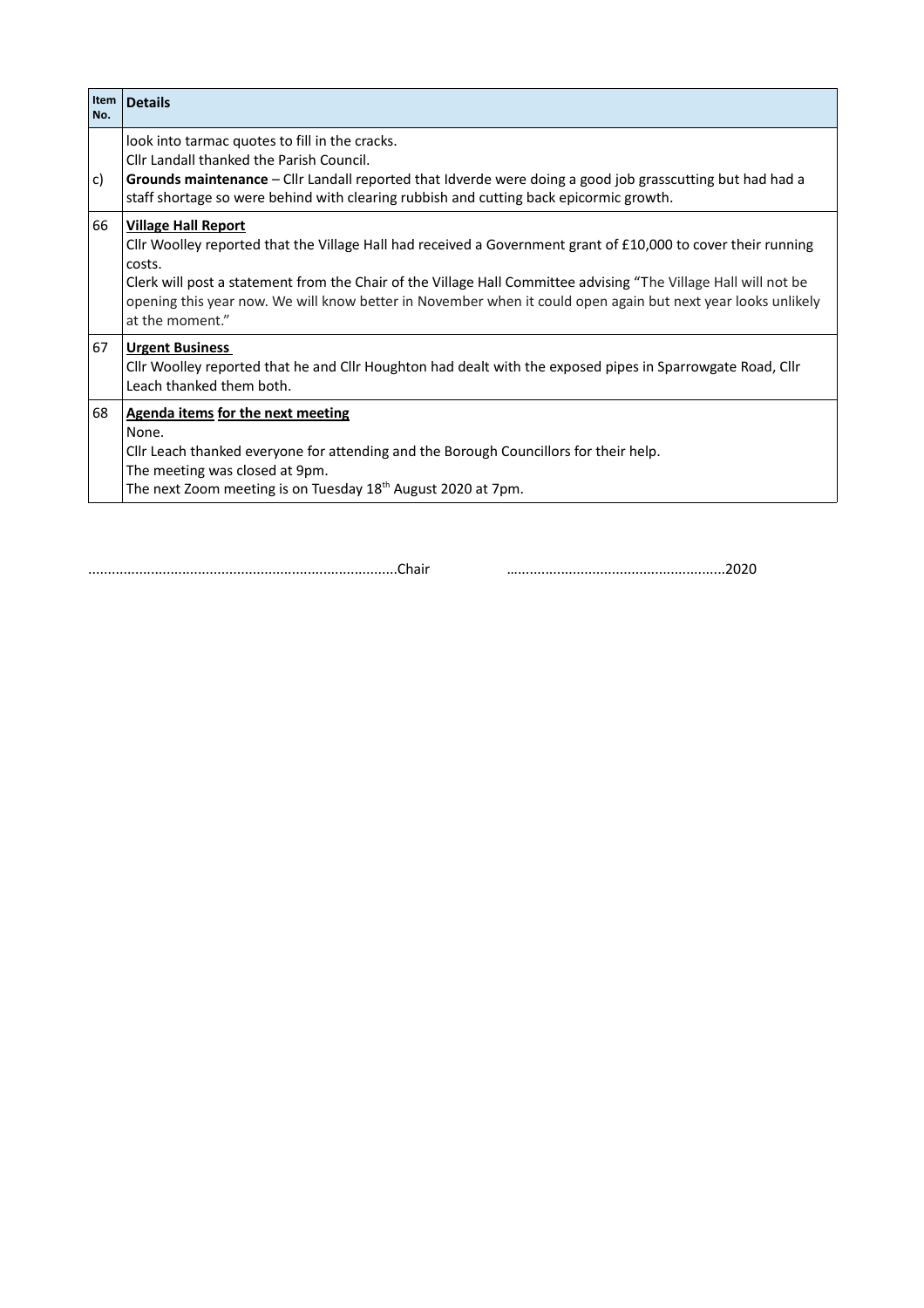| Item No. | Details |
|---|---|
| c) | look into tarmac quotes to fill in the cracks.<br>Cllr Landall thanked the Parish Council.<br>**Grounds maintenance** – Cllr Landall reported that Idverde were doing a good job grasscutting but had had a staff shortage so were behind with clearing rubbish and cutting back epicormic growth. |
| 66 | **<u>Village Hall Report</u>**<br>Cllr Woolley reported that the Village Hall had received a Government grant of £10,000 to cover their running costs.<br>Clerk will post a statement from the Chair of the Village Hall Committee advising "The Village Hall will not be opening this year now. We will know better in November when it could open again but next year looks unlikely at the moment." |
| 67 | **<u>Urgent Business</u>**<br>Cllr Woolley reported that he and Cllr Houghton had dealt with the exposed pipes in Sparrowgate Road, Cllr Leach thanked them both. |
| 68 | **<u>Agenda items for the next meeting</u>**<br>None.<br>Cllr Leach thanked everyone for attending and the Borough Councillors for their help.<br>The meeting was closed at 9pm.<br>The next Zoom meeting is on Tuesday 18th August 2020 at 7pm. |

..............................................................................Chair ……………………………………………….....2020